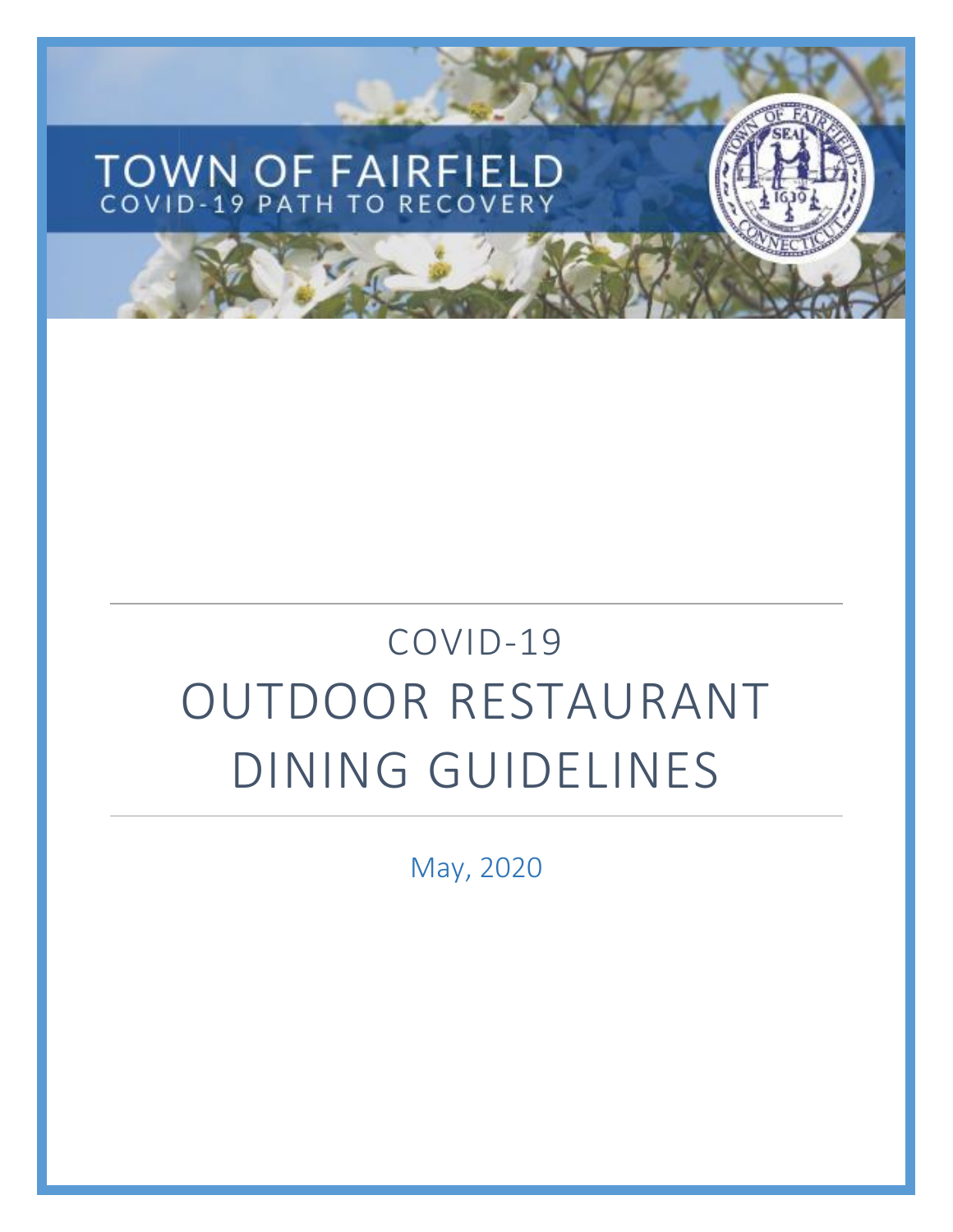TOWN OF FAIRFIELD

COVID-19 PATH TO RECOVERY

# COVID-19

# OUTDOOR RESTAURANT DINING GUIDELINES

May, 2020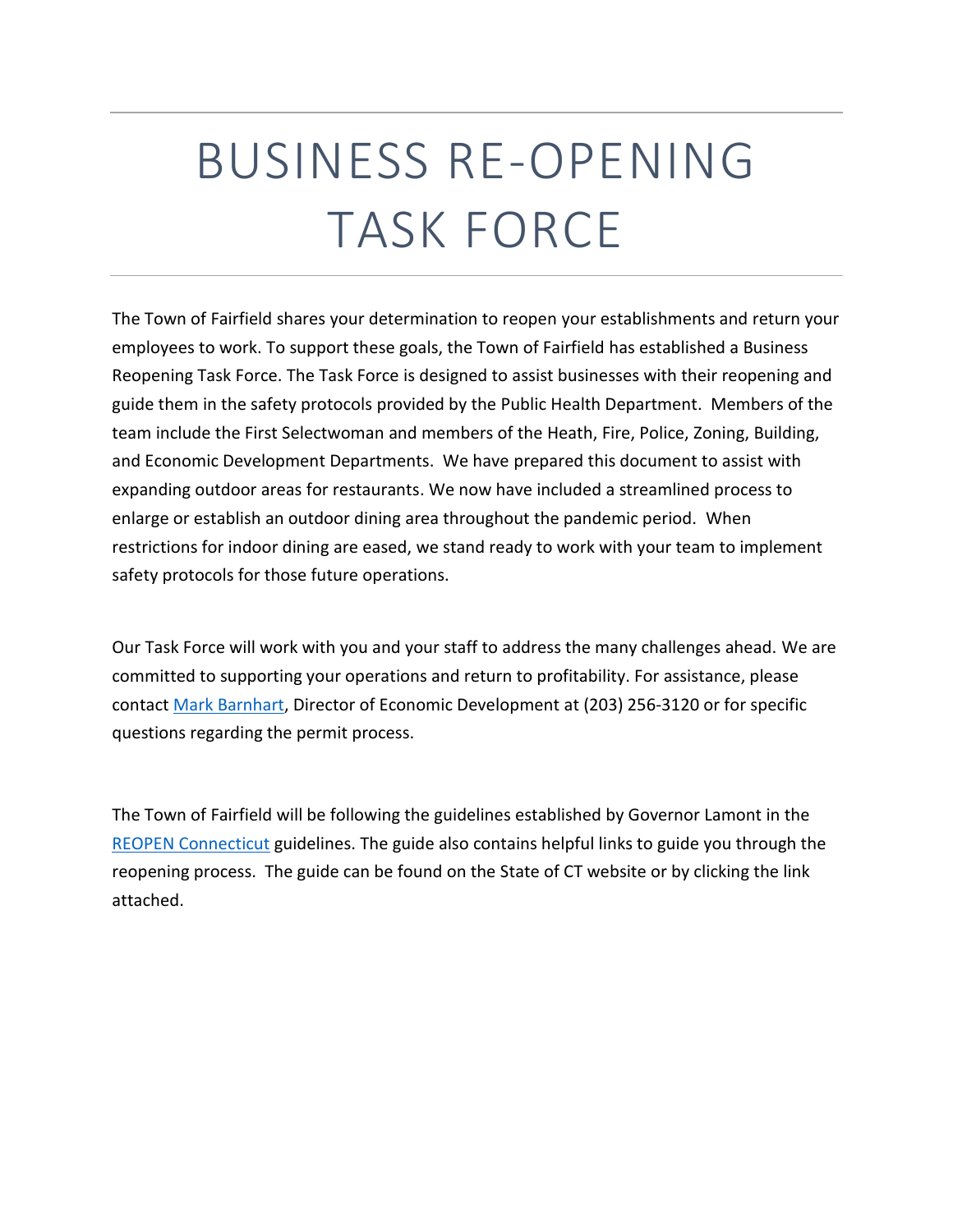# BUSINESS RE-OPENING TASK FORCE

The Town of Fairfield shares your determination to reopen your establishments and return your employees to work. To support these goals, the Town of Fairfield has established a Business Reopening Task Force. The Task Force is designed to assist businesses with their reopening and guide them in the safety protocols provided by the Public Health Department. Members of the team include the First Selectwoman and members of the Heath, Fire, Police, Zoning, Building, and Economic Development Departments. We have prepared this document to assist with expanding outdoor areas for restaurants. We now have included a streamlined process to enlarge or establish an outdoor dining area throughout the pandemic period. When restrictions for indoor dining are eased, we stand ready to work with your team to implement safety protocols for those future operations.

Our Task Force will work with you and your staff to address the many challenges ahead. We are committed to supporting your operations and return to profitability. For assistance, please contact Mark Barnhart, Director of Economic Development at (203) 256-3120 or for specific questions regarding the permit process.

The Town of Fairfield will be following the guidelines established by Governor Lamont in the REOPEN Connecticut guidelines. The guide also contains helpful links to guide you through the reopening process. The guide can be found on the State of CT website or by clicking the link attached.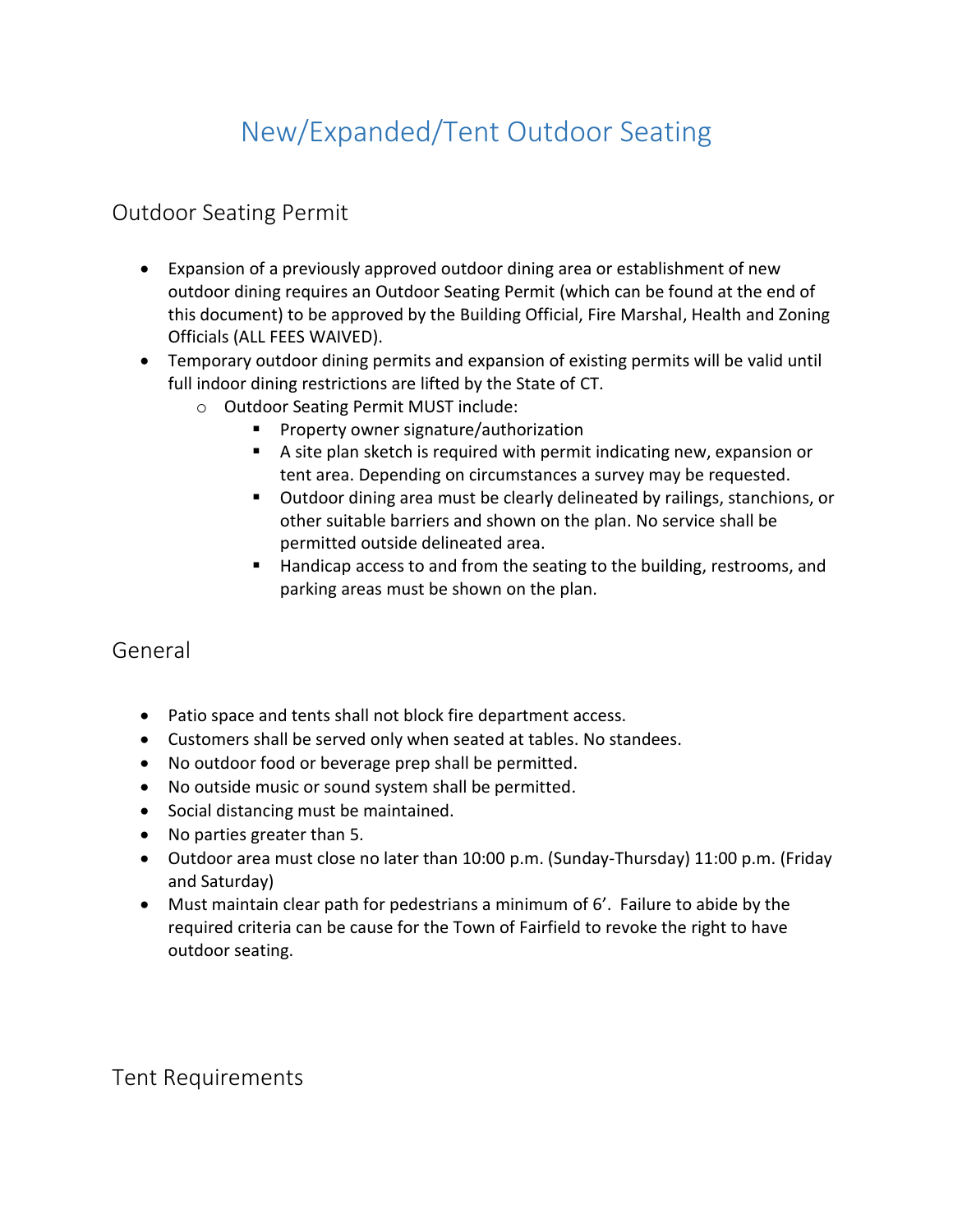# New/Expanded/Tent Outdoor Seating

## Outdoor Seating Permit

- Expansion of a previously approved outdoor dining area or establishment of new outdoor dining requires an Outdoor Seating Permit (which can be found at the end of this document) to be approved by the Building Official, Fire Marshal, Health and Zoning Officials (ALL FEES WAIVED).
- Temporary outdoor dining permits and expansion of existing permits will be valid until full indoor dining restrictions are lifted by the State of CT.
  - Outdoor Seating Permit MUST include:
    - Property owner signature/authorization
    - A site plan sketch is required with permit indicating new, expansion or tent area. Depending on circumstances a survey may be requested.
    - Outdoor dining area must be clearly delineated by railings, stanchions, or other suitable barriers and shown on the plan. No service shall be permitted outside delineated area.
    - Handicap access to and from the seating to the building, restrooms, and parking areas must be shown on the plan.

## General

- Patio space and tents shall not block fire department access.
- Customers shall be served only when seated at tables. No standees.
- No outdoor food or beverage prep shall be permitted.
- No outside music or sound system shall be permitted.
- Social distancing must be maintained.
- No parties greater than 5.
- Outdoor area must close no later than 10:00 p.m. (Sunday-Thursday) 11:00 p.m. (Friday and Saturday)
- Must maintain clear path for pedestrians a minimum of 6'. Failure to abide by the required criteria can be cause for the Town of Fairfield to revoke the right to have outdoor seating.

## Tent Requirements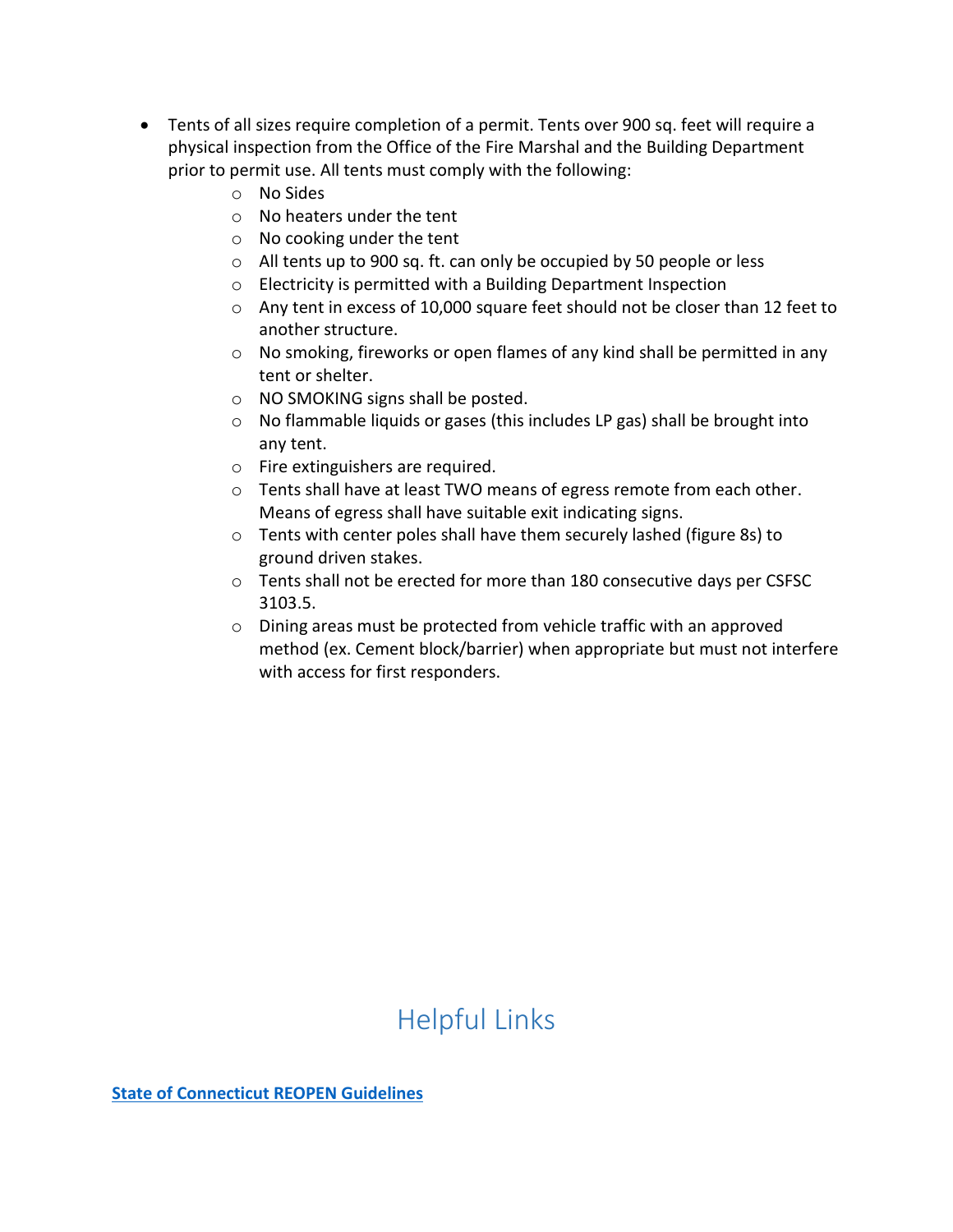- Tents of all sizes require completion of a permit. Tents over 900 sq. feet will require a physical inspection from the Office of the Fire Marshal and the Building Department prior to permit use. All tents must comply with the following:
    - No Sides
    - No heaters under the tent
    - No cooking under the tent
    - All tents up to 900 sq. ft. can only be occupied by 50 people or less
    - Electricity is permitted with a Building Department Inspection
    - Any tent in excess of 10,000 square feet should not be closer than 12 feet to another structure.
    - No smoking, fireworks or open flames of any kind shall be permitted in any tent or shelter.
    - NO SMOKING signs shall be posted.
    - No flammable liquids or gases (this includes LP gas) shall be brought into any tent.
    - Fire extinguishers are required.
    - Tents shall have at least TWO means of egress remote from each other. Means of egress shall have suitable exit indicating signs.
    - Tents with center poles shall have them securely lashed (figure 8s) to ground driven stakes.
    - Tents shall not be erected for more than 180 consecutive days per CSFSC 3103.5.
    - Dining areas must be protected from vehicle traffic with an approved method (ex. Cement block/barrier) when appropriate but must not interfere with access for first responders.

## Helpful Links

**State of Connecticut REOPEN Guidelines**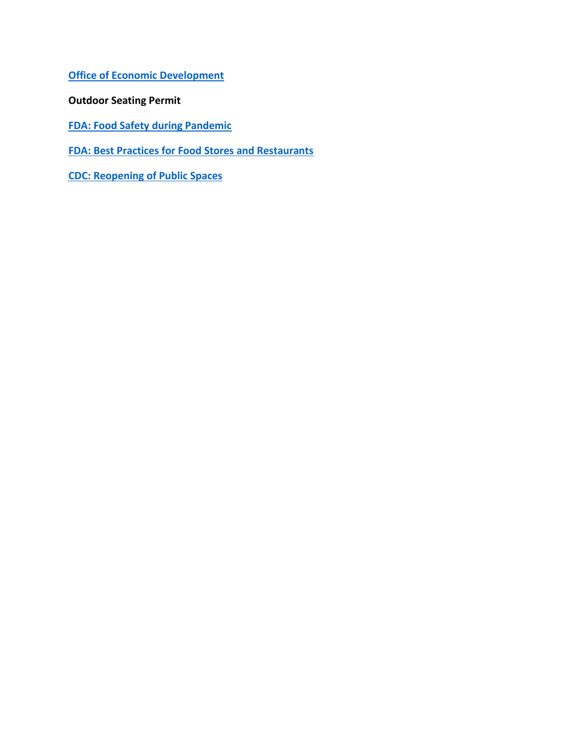**Office of Economic Development**

**Outdoor Seating Permit**

**FDA: Food Safety during Pandemic**

**FDA: Best Practices for Food Stores and Restaurants**

**CDC: Reopening of Public Spaces**